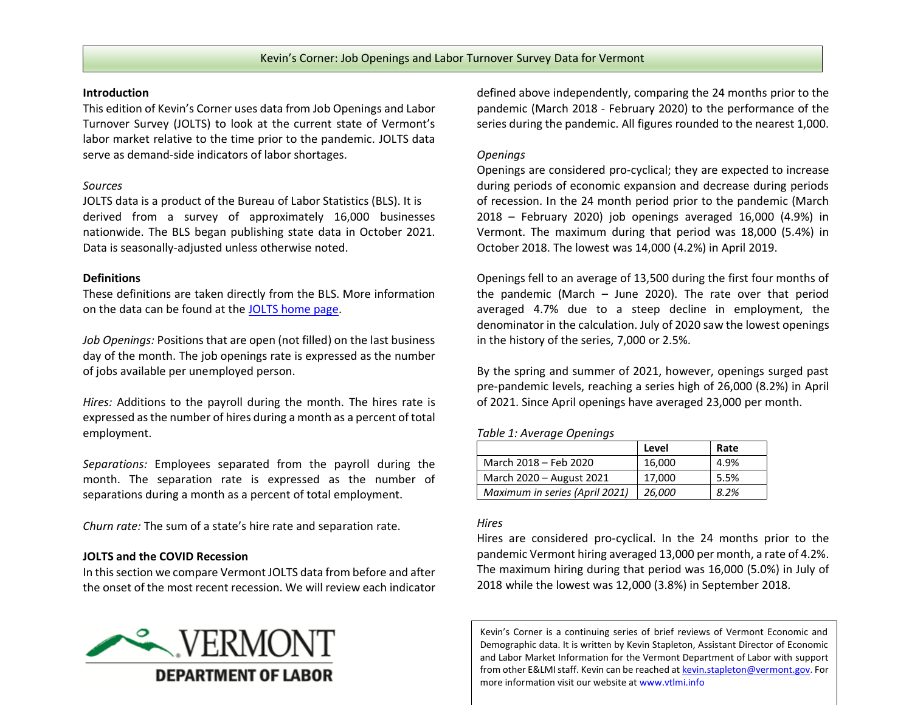# Kevin's Corner: Job Openings and Labor Turnover Survey Data for Vermont

## Introduction

This edition of Kevin's Corner uses data from Job Openings and Labor Turnover Survey (JOLTS) to look at the current state of Vermont's labor market relative to the time prior to the pandemic. JOLTS data serve as demand-side indicators of labor shortages.

*Sources*

JOLTS data is a product of the Bureau of Labor Statistics (BLS). It is derived from a survey of approximately 16,000 businesses nationwide. The BLS began publishing state data in October 2021. Data is seasonally-adjusted unless otherwise noted.

## Definitions

These definitions are taken directly from the BLS. More information on the data can be found at the JOLTS home page.

*Job Openings:* Positions that are open (not filled) on the last business day of the month. The job openings rate is expressed as the number of jobs available per unemployed person.

*Hires:* Additions to the payroll during the month. The hires rate is expressed as the number of hires during a month as a percent of total employment.

*Separations:* Employees separated from the payroll during the month. The separation rate is expressed as the number of separations during a month as a percent of total employment.

*Churn rate:* The sum of a state's hire rate and separation rate.

## JOLTS and the COVID Recession

In this section we compare Vermont JOLTS data from before and after the onset of the most recent recession. We will review each indicator defined above independently, comparing the 24 months prior to the pandemic (March 2018 - February 2020) to the performance of the series during the pandemic. All figures rounded to the nearest 1,000.

*Openings*

Openings are considered pro-cyclical; they are expected to increase during periods of economic expansion and decrease during periods of recession. In the 24 month period prior to the pandemic (March 2018 – February 2020) job openings averaged 16,000 (4.9%) in Vermont. The maximum during that period was 18,000 (5.4%) in October 2018. The lowest was 14,000 (4.2%) in April 2019.

Openings fell to an average of 13,500 during the first four months of the pandemic (March – June 2020). The rate over that period averaged 4.7% due to a steep decline in employment, the denominator in the calculation. July of 2020 saw the lowest openings in the history of the series, 7,000 or 2.5%.

By the spring and summer of 2021, however, openings surged past pre-pandemic levels, reaching a series high of 26,000 (8.2%) in April of 2021. Since April openings have averaged 23,000 per month.

*Table 1: Average Openings*

| | Level | Rate |
|---|---|---|
| March 2018 – Feb 2020 | 16,000 | 4.9% |
| March 2020 – August 2021 | 17,000 | 5.5% |
| *Maximum in series (April 2021)* | *26,000* | *8.2%* |

*Hires*

Hires are considered pro-cyclical. In the 24 months prior to the pandemic Vermont hiring averaged 13,000 per month, a rate of 4.2%. The maximum hiring during that period was 16,000 (5.0%) in July of 2018 while the lowest was 12,000 (3.8%) in September 2018.

VERMONT DEPARTMENT OF LABOR

Kevin's Corner is a continuing series of brief reviews of Vermont Economic and Demographic data. It is written by Kevin Stapleton, Assistant Director of Economic and Labor Market Information for the Vermont Department of Labor with support from other E&LMI staff. Kevin can be reached at kevin.stapleton@vermont.gov. For more information visit our website at www.vtlmi.info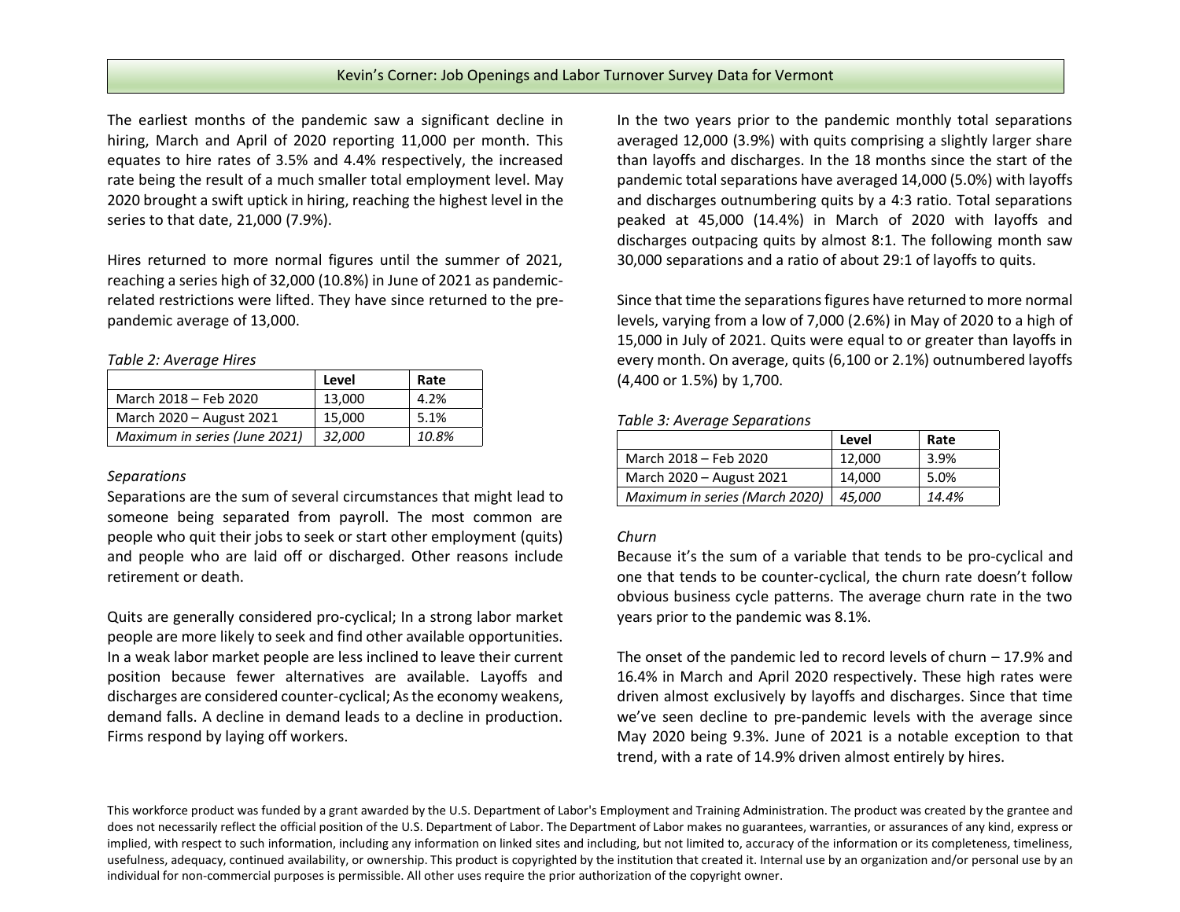The earliest months of the pandemic saw a significant decline in hiring, March and April of 2020 reporting 11,000 per month. This equates to hire rates of 3.5% and 4.4% respectively, the increased rate being the result of a much smaller total employment level. May 2020 brought a swift uptick in hiring, reaching the highest level in the series to that date, 21,000 (7.9%).

Hires returned to more normal figures until the summer of 2021, reaching a series high of 32,000 (10.8%) in June of 2021 as pandemic-related restrictions were lifted. They have since returned to the pre-pandemic average of 13,000.

*Table 2: Average Hires*

| | Level | Rate |
|---|---|---|
| March 2018 – Feb 2020 | 13,000 | 4.2% |
| March 2020 – August 2021 | 15,000 | 5.1% |
| *Maximum in series (June 2021)* | *32,000* | *10.8%* |

*Separations*

Separations are the sum of several circumstances that might lead to someone being separated from payroll. The most common are people who quit their jobs to seek or start other employment (quits) and people who are laid off or discharged. Other reasons include retirement or death.

Quits are generally considered pro-cyclical; In a strong labor market people are more likely to seek and find other available opportunities. In a weak labor market people are less inclined to leave their current position because fewer alternatives are available. Layoffs and discharges are considered counter-cyclical; As the economy weakens, demand falls. A decline in demand leads to a decline in production. Firms respond by laying off workers.

In the two years prior to the pandemic monthly total separations averaged 12,000 (3.9%) with quits comprising a slightly larger share than layoffs and discharges. In the 18 months since the start of the pandemic total separations have averaged 14,000 (5.0%) with layoffs and discharges outnumbering quits by a 4:3 ratio. Total separations peaked at 45,000 (14.4%) in March of 2020 with layoffs and discharges outpacing quits by almost 8:1. The following month saw 30,000 separations and a ratio of about 29:1 of layoffs to quits.

Since that time the separations figures have returned to more normal levels, varying from a low of 7,000 (2.6%) in May of 2020 to a high of 15,000 in July of 2021. Quits were equal to or greater than layoffs in every month. On average, quits (6,100 or 2.1%) outnumbered layoffs (4,400 or 1.5%) by 1,700.

*Table 3: Average Separations*

| | Level | Rate |
|---|---|---|
| March 2018 – Feb 2020 | 12,000 | 3.9% |
| March 2020 – August 2021 | 14,000 | 5.0% |
| *Maximum in series (March 2020)* | *45,000* | *14.4%* |

*Churn*

Because it's the sum of a variable that tends to be pro-cyclical and one that tends to be counter-cyclical, the churn rate doesn't follow obvious business cycle patterns. The average churn rate in the two years prior to the pandemic was 8.1%.

The onset of the pandemic led to record levels of churn – 17.9% and 16.4% in March and April 2020 respectively. These high rates were driven almost exclusively by layoffs and discharges. Since that time we've seen decline to pre-pandemic levels with the average since May 2020 being 9.3%. June of 2021 is a notable exception to that trend, with a rate of 14.9% driven almost entirely by hires.

This workforce product was funded by a grant awarded by the U.S. Department of Labor's Employment and Training Administration. The product was created by the grantee and does not necessarily reflect the official position of the U.S. Department of Labor. The Department of Labor makes no guarantees, warranties, or assurances of any kind, express or implied, with respect to such information, including any information on linked sites and including, but not limited to, accuracy of the information or its completeness, timeliness, usefulness, adequacy, continued availability, or ownership. This product is copyrighted by the institution that created it. Internal use by an organization and/or personal use by an individual for non-commercial purposes is permissible. All other uses require the prior authorization of the copyright owner.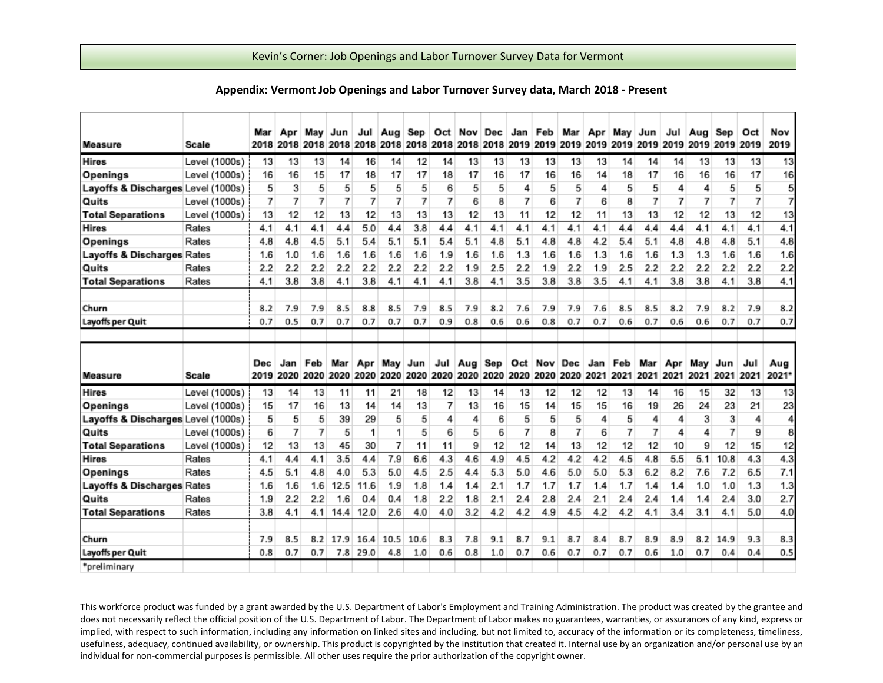Kevin's Corner: Job Openings and Labor Turnover Survey Data for Vermont

**Appendix: Vermont Job Openings and Labor Turnover Survey data, March 2018 - Present**

| Measure | Scale | Mar 2018 | Apr 2018 | May 2018 | Jun 2018 | Jul 2018 | Aug 2018 | Sep 2018 | Oct 2018 | Nov 2018 | Dec 2018 | Jan 2019 | Feb 2019 | Mar 2019 | Apr 2019 | May 2019 | Jun 2019 | Jul 2019 | Aug 2019 | Sep 2019 | Oct 2019 | Nov 2019 |
|---|---|---|---|---|---|---|---|---|---|---|---|---|---|---|---|---|---|---|---|---|---|---|
| **Hires** | Level (1000s) | 13 | 13 | 13 | 14 | 16 | 14 | 12 | 14 | 13 | 13 | 13 | 13 | 13 | 13 | 14 | 14 | 14 | 13 | 13 | 13 | 13 |
| **Openings** | Level (1000s) | 16 | 16 | 15 | 17 | 18 | 17 | 17 | 18 | 17 | 16 | 17 | 16 | 16 | 14 | 18 | 17 | 16 | 16 | 16 | 17 | 16 |
| **Layoffs & Discharges** | Level (1000s) | 5 | 3 | 5 | 5 | 5 | 5 | 5 | 6 | 5 | 5 | 4 | 5 | 5 | 4 | 5 | 5 | 4 | 4 | 5 | 5 | 5 |
| **Quits** | Level (1000s) | 7 | 7 | 7 | 7 | 7 | 7 | 7 | 7 | 6 | 8 | 7 | 6 | 7 | 6 | 8 | 7 | 7 | 7 | 7 | 7 | 7 |
| **Total Separations** | Level (1000s) | 13 | 12 | 12 | 13 | 12 | 13 | 13 | 13 | 12 | 13 | 11 | 12 | 12 | 11 | 13 | 13 | 12 | 12 | 13 | 12 | 13 |
| **Hires** | Rates | 4.1 | 4.1 | 4.1 | 4.4 | 5.0 | 4.4 | 3.8 | 4.4 | 4.1 | 4.1 | 4.1 | 4.1 | 4.1 | 4.1 | 4.4 | 4.4 | 4.4 | 4.1 | 4.1 | 4.1 | 4.1 |
| **Openings** | Rates | 4.8 | 4.8 | 4.5 | 5.1 | 5.4 | 5.1 | 5.1 | 5.4 | 5.1 | 4.8 | 5.1 | 4.8 | 4.8 | 4.2 | 5.4 | 5.1 | 4.8 | 4.8 | 4.8 | 5.1 | 4.8 |
| **Layoffs & Discharges** | Rates | 1.6 | 1.0 | 1.6 | 1.6 | 1.6 | 1.6 | 1.6 | 1.9 | 1.6 | 1.6 | 1.3 | 1.6 | 1.6 | 1.3 | 1.6 | 1.6 | 1.3 | 1.3 | 1.6 | 1.6 | 1.6 |
| **Quits** | Rates | 2.2 | 2.2 | 2.2 | 2.2 | 2.2 | 2.2 | 2.2 | 2.2 | 1.9 | 2.5 | 2.2 | 1.9 | 2.2 | 1.9 | 2.5 | 2.2 | 2.2 | 2.2 | 2.2 | 2.2 | 2.2 |
| **Total Separations** | Rates | 4.1 | 3.8 | 3.8 | 4.1 | 3.8 | 4.1 | 4.1 | 4.1 | 3.8 | 4.1 | 3.5 | 3.8 | 3.8 | 3.5 | 4.1 | 4.1 | 3.8 | 3.8 | 4.1 | 3.8 | 4.1 |
| | | | | | | | | | | | | | | | | | | | | | | |
| Churn | | 8.2 | 7.9 | 7.9 | 8.5 | 8.8 | 8.5 | 7.9 | 8.5 | 7.9 | 8.2 | 7.6 | 7.9 | 7.9 | 7.6 | 8.5 | 8.5 | 8.2 | 7.9 | 8.2 | 7.9 | 8.2 |
| Layoffs per Quit | | 0.7 | 0.5 | 0.7 | 0.7 | 0.7 | 0.7 | 0.7 | 0.9 | 0.8 | 0.6 | 0.6 | 0.8 | 0.7 | 0.7 | 0.6 | 0.7 | 0.6 | 0.6 | 0.7 | 0.7 | 0.7 |

| Measure | Scale | Dec 2019 | Jan 2020 | Feb 2020 | Mar 2020 | Apr 2020 | May 2020 | Jun 2020 | Jul 2020 | Aug 2020 | Sep 2020 | Oct 2020 | Nov 2020 | Dec 2020 | Jan 2021 | Feb 2021 | Mar 2021 | Apr 2021 | May 2021 | Jun 2021 | Jul 2021 | Aug 2021* |
|---|---|---|---|---|---|---|---|---|---|---|---|---|---|---|---|---|---|---|---|---|---|---|
| **Hires** | Level (1000s) | 13 | 14 | 13 | 11 | 11 | 21 | 18 | 12 | 13 | 14 | 13 | 12 | 12 | 12 | 13 | 14 | 16 | 15 | 32 | 13 | 13 |
| **Openings** | Level (1000s) | 15 | 17 | 16 | 13 | 14 | 14 | 13 | 7 | 13 | 16 | 15 | 14 | 15 | 15 | 16 | 19 | 26 | 24 | 23 | 21 | 23 |
| **Layoffs & Discharges** | Level (1000s) | 5 | 5 | 5 | 39 | 29 | 5 | 5 | 4 | 4 | 6 | 5 | 5 | 5 | 4 | 5 | 4 | 4 | 3 | 3 | 4 | 4 |
| **Quits** | Level (1000s) | 6 | 7 | 7 | 5 | 1 | 1 | 5 | 6 | 5 | 6 | 7 | 8 | 7 | 6 | 7 | 7 | 4 | 4 | 7 | 9 | 8 |
| **Total Separations** | Level (1000s) | 12 | 13 | 13 | 45 | 30 | 7 | 11 | 11 | 9 | 12 | 12 | 14 | 13 | 12 | 12 | 12 | 10 | 9 | 12 | 15 | 12 |
| **Hires** | Rates | 4.1 | 4.4 | 4.1 | 3.5 | 4.4 | 7.9 | 6.6 | 4.3 | 4.6 | 4.9 | 4.5 | 4.2 | 4.2 | 4.2 | 4.5 | 4.8 | 5.5 | 5.1 | 10.8 | 4.3 | 4.3 |
| **Openings** | Rates | 4.5 | 5.1 | 4.8 | 4.0 | 5.3 | 5.0 | 4.5 | 2.5 | 4.4 | 5.3 | 5.0 | 4.6 | 5.0 | 5.0 | 5.3 | 6.2 | 8.2 | 7.6 | 7.2 | 6.5 | 7.1 |
| **Layoffs & Discharges** | Rates | 1.6 | 1.6 | 1.6 | 12.5 | 11.6 | 1.9 | 1.8 | 1.4 | 1.4 | 2.1 | 1.7 | 1.7 | 1.7 | 1.4 | 1.7 | 1.4 | 1.4 | 1.0 | 1.0 | 1.3 | 1.3 |
| **Quits** | Rates | 1.9 | 2.2 | 2.2 | 1.6 | 0.4 | 0.4 | 1.8 | 2.2 | 1.8 | 2.1 | 2.4 | 2.8 | 2.4 | 2.1 | 2.4 | 2.4 | 1.4 | 1.4 | 2.4 | 3.0 | 2.7 |
| **Total Separations** | Rates | 3.8 | 4.1 | 4.1 | 14.4 | 12.0 | 2.6 | 4.0 | 4.0 | 3.2 | 4.2 | 4.2 | 4.9 | 4.5 | 4.2 | 4.2 | 4.1 | 3.4 | 3.1 | 4.1 | 5.0 | 4.0 |
| | | | | | | | | | | | | | | | | | | | | | | |
| Churn | | 7.9 | 8.5 | 8.2 | 17.9 | 16.4 | 10.5 | 10.6 | 8.3 | 7.8 | 9.1 | 8.7 | 9.1 | 8.7 | 8.4 | 8.7 | 8.9 | 8.9 | 8.2 | 14.9 | 9.3 | 8.3 |
| Layoffs per Quit | | 0.8 | 0.7 | 0.7 | 7.8 | 29.0 | 4.8 | 1.0 | 0.6 | 0.8 | 1.0 | 0.7 | 0.6 | 0.7 | 0.7 | 0.7 | 0.6 | 1.0 | 0.7 | 0.4 | 0.4 | 0.5 |

*preliminary

This workforce product was funded by a grant awarded by the U.S. Department of Labor's Employment and Training Administration. The product was created by the grantee and does not necessarily reflect the official position of the U.S. Department of Labor. The Department of Labor makes no guarantees, warranties, or assurances of any kind, express or implied, with respect to such information, including any information on linked sites and including, but not limited to, accuracy of the information or its completeness, timeliness, usefulness, adequacy, continued availability, or ownership. This product is copyrighted by the institution that created it. Internal use by an organization and/or personal use by an individual for non-commercial purposes is permissible. All other uses require the prior authorization of the copyright owner.